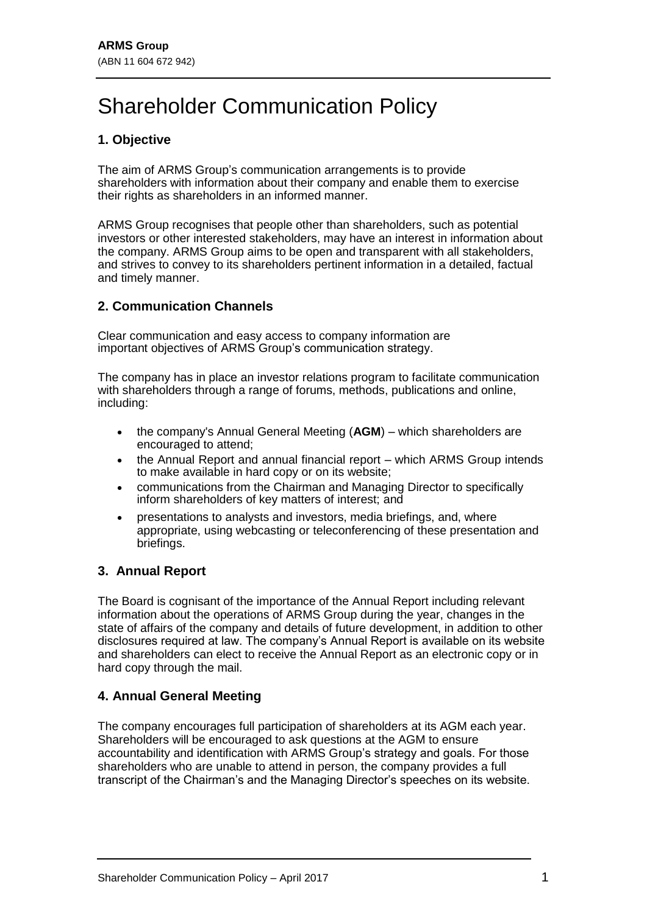**ARMS Group**
(ABN 11 604 672 942)

# Shareholder Communication Policy

## 1. Objective

The aim of ARMS Group's communication arrangements is to provide shareholders with information about their company and enable them to exercise their rights as shareholders in an informed manner.

ARMS Group recognises that people other than shareholders, such as potential investors or other interested stakeholders, may have an interest in information about the company. ARMS Group aims to be open and transparent with all stakeholders, and strives to convey to its shareholders pertinent information in a detailed, factual and timely manner.

## 2. Communication Channels

Clear communication and easy access to company information are important objectives of ARMS Group's communication strategy.

The company has in place an investor relations program to facilitate communication with shareholders through a range of forums, methods, publications and online, including:

- the company's Annual General Meeting (**AGM**) – which shareholders are encouraged to attend;
- the Annual Report and annual financial report – which ARMS Group intends to make available in hard copy or on its website;
- communications from the Chairman and Managing Director to specifically inform shareholders of key matters of interest; and
- presentations to analysts and investors, media briefings, and, where appropriate, using webcasting or teleconferencing of these presentation and briefings.

## 3. Annual Report

The Board is cognisant of the importance of the Annual Report including relevant information about the operations of ARMS Group during the year, changes in the state of affairs of the company and details of future development, in addition to other disclosures required at law. The company's Annual Report is available on its website and shareholders can elect to receive the Annual Report as an electronic copy or in hard copy through the mail.

## 4. Annual General Meeting

The company encourages full participation of shareholders at its AGM each year. Shareholders will be encouraged to ask questions at the AGM to ensure accountability and identification with ARMS Group's strategy and goals. For those shareholders who are unable to attend in person, the company provides a full transcript of the Chairman's and the Managing Director's speeches on its website.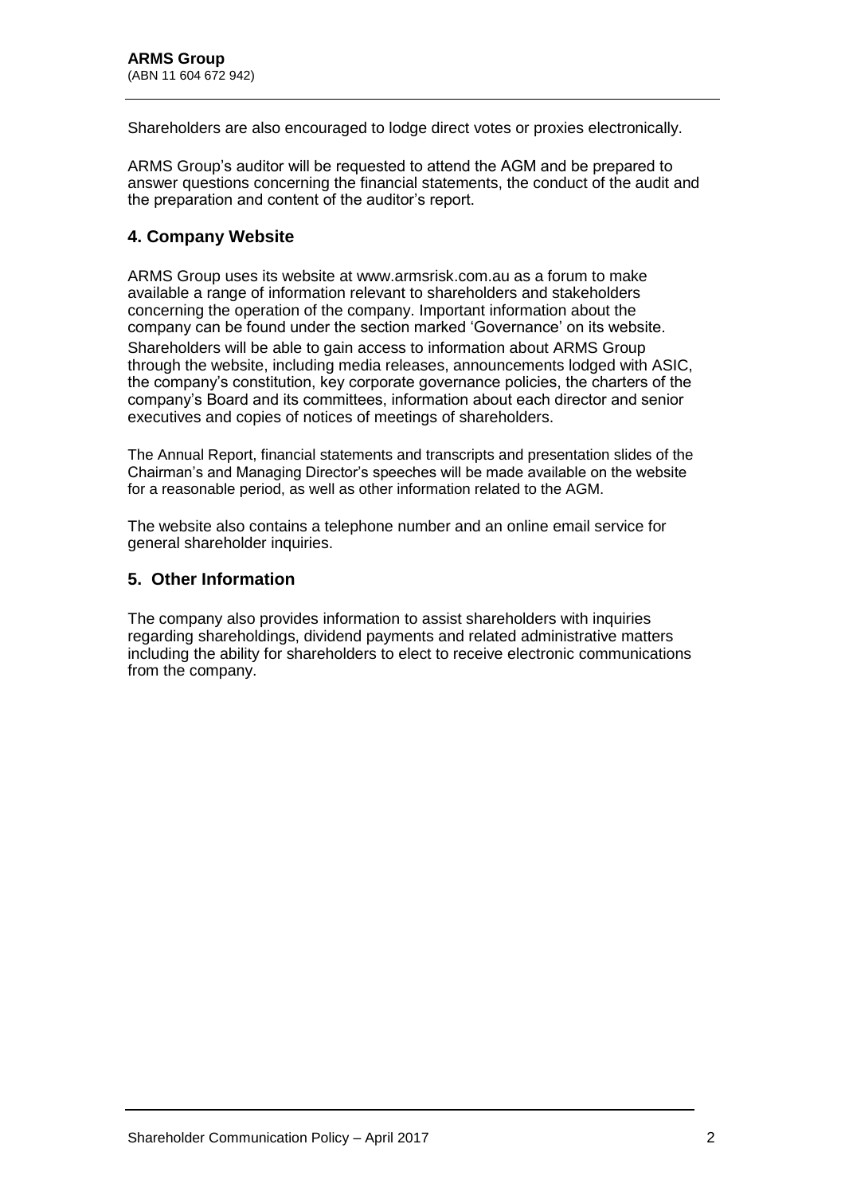Shareholders are also encouraged to lodge direct votes or proxies electronically.

ARMS Group's auditor will be requested to attend the AGM and be prepared to answer questions concerning the financial statements, the conduct of the audit and the preparation and content of the auditor's report.

## 4. Company Website

ARMS Group uses its website at www.armsrisk.com.au as a forum to make available a range of information relevant to shareholders and stakeholders concerning the operation of the company. Important information about the company can be found under the section marked 'Governance' on its website. Shareholders will be able to gain access to information about ARMS Group through the website, including media releases, announcements lodged with ASIC, the company's constitution, key corporate governance policies, the charters of the company's Board and its committees, information about each director and senior executives and copies of notices of meetings of shareholders.

The Annual Report, financial statements and transcripts and presentation slides of the Chairman's and Managing Director's speeches will be made available on the website for a reasonable period, as well as other information related to the AGM.

The website also contains a telephone number and an online email service for general shareholder inquiries.

## 5. Other Information

The company also provides information to assist shareholders with inquiries regarding shareholdings, dividend payments and related administrative matters including the ability for shareholders to elect to receive electronic communications from the company.